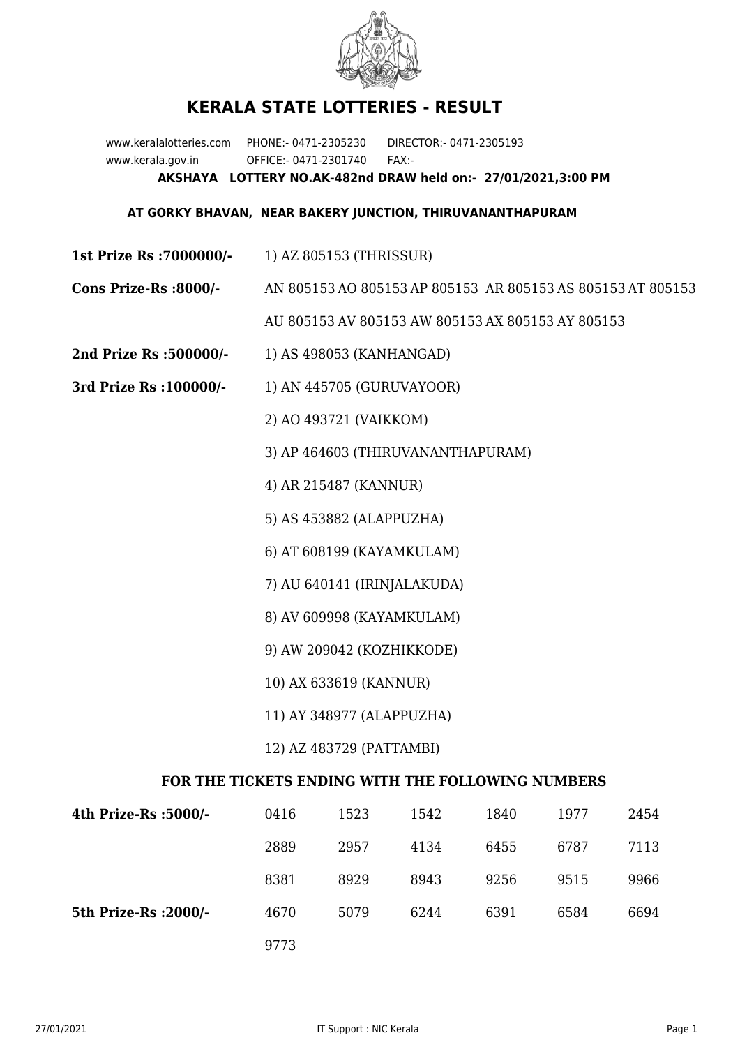# KERALA STATE LOTTERIES - RESULT

www.keralalotteries.com PHONE:- 0471-2305230 DIRECTOR:- 0471-2305193
www.kerala.gov.in OFFICE:- 0471-2301740 FAX:-

**AKSHAYA LOTTERY NO.AK-482nd DRAW held on:- 27/01/2021,3:00 PM**

**AT GORKY BHAVAN, NEAR BAKERY JUNCTION, THIRUVANANTHAPURAM**

**1st Prize Rs :7000000/-** 1) AZ 805153 (THRISSUR)

**Cons Prize-Rs :8000/-** AN 805153 AO 805153 AP 805153 AR 805153 AS 805153 AT 805153 AU 805153 AV 805153 AW 805153 AX 805153 AY 805153

**2nd Prize Rs :500000/-** 1) AS 498053 (KANHANGAD)

**3rd Prize Rs :100000/-**

1) AN 445705 (GURUVAYOOR)
2) AO 493721 (VAIKKOM)
3) AP 464603 (THIRUVANANTHAPURAM)
4) AR 215487 (KANNUR)
5) AS 453882 (ALAPPUZHA)
6) AT 608199 (KAYAMKULAM)
7) AU 640141 (IRINJALAKUDA)
8) AV 609998 (KAYAMKULAM)
9) AW 209042 (KOZHIKKODE)
10) AX 633619 (KANNUR)
11) AY 348977 (ALAPPUZHA)
12) AZ 483729 (PATTAMBI)

**FOR THE TICKETS ENDING WITH THE FOLLOWING NUMBERS**

| | | | | | | |
|---|---|---|---|---|---|---|
| **4th Prize-Rs :5000/-** | 0416 | 1523 | 1542 | 1840 | 1977 | 2454 |
| | 2889 | 2957 | 4134 | 6455 | 6787 | 7113 |
| | 8381 | 8929 | 8943 | 9256 | 9515 | 9966 |
| **5th Prize-Rs :2000/-** | 4670 | 5079 | 6244 | 6391 | 6584 | 6694 |
| | 9773 | | | | | |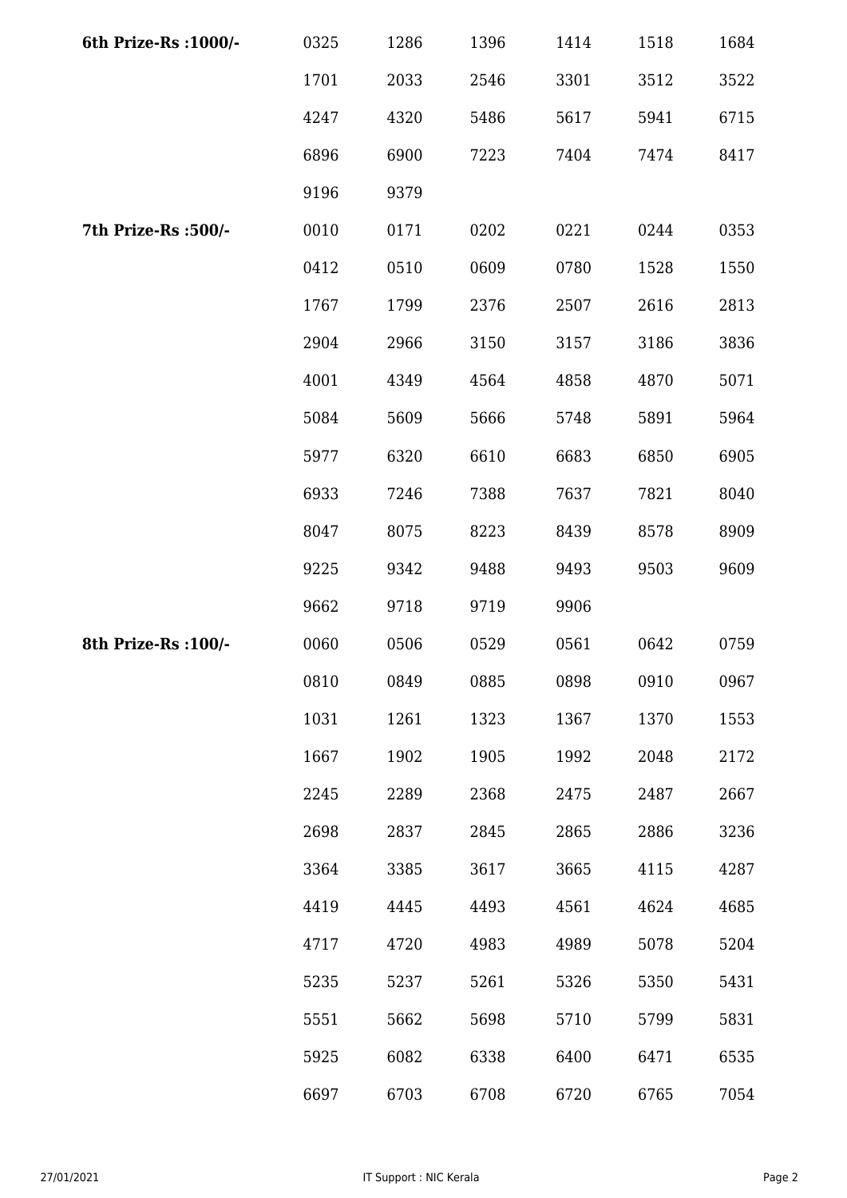| **6th Prize-Rs :1000/-** | 0325 | 1286 | 1396 | 1414 | 1518 | 1684 |
|---|---|---|---|---|---|---|
| | 1701 | 2033 | 2546 | 3301 | 3512 | 3522 |
| | 4247 | 4320 | 5486 | 5617 | 5941 | 6715 |
| | 6896 | 6900 | 7223 | 7404 | 7474 | 8417 |
| | 9196 | 9379 | | | | |
| **7th Prize-Rs :500/-** | 0010 | 0171 | 0202 | 0221 | 0244 | 0353 |
| | 0412 | 0510 | 0609 | 0780 | 1528 | 1550 |
| | 1767 | 1799 | 2376 | 2507 | 2616 | 2813 |
| | 2904 | 2966 | 3150 | 3157 | 3186 | 3836 |
| | 4001 | 4349 | 4564 | 4858 | 4870 | 5071 |
| | 5084 | 5609 | 5666 | 5748 | 5891 | 5964 |
| | 5977 | 6320 | 6610 | 6683 | 6850 | 6905 |
| | 6933 | 7246 | 7388 | 7637 | 7821 | 8040 |
| | 8047 | 8075 | 8223 | 8439 | 8578 | 8909 |
| | 9225 | 9342 | 9488 | 9493 | 9503 | 9609 |
| | 9662 | 9718 | 9719 | 9906 | | |
| **8th Prize-Rs :100/-** | 0060 | 0506 | 0529 | 0561 | 0642 | 0759 |
| | 0810 | 0849 | 0885 | 0898 | 0910 | 0967 |
| | 1031 | 1261 | 1323 | 1367 | 1370 | 1553 |
| | 1667 | 1902 | 1905 | 1992 | 2048 | 2172 |
| | 2245 | 2289 | 2368 | 2475 | 2487 | 2667 |
| | 2698 | 2837 | 2845 | 2865 | 2886 | 3236 |
| | 3364 | 3385 | 3617 | 3665 | 4115 | 4287 |
| | 4419 | 4445 | 4493 | 4561 | 4624 | 4685 |
| | 4717 | 4720 | 4983 | 4989 | 5078 | 5204 |
| | 5235 | 5237 | 5261 | 5326 | 5350 | 5431 |
| | 5551 | 5662 | 5698 | 5710 | 5799 | 5831 |
| | 5925 | 6082 | 6338 | 6400 | 6471 | 6535 |
| | 6697 | 6703 | 6708 | 6720 | 6765 | 7054 |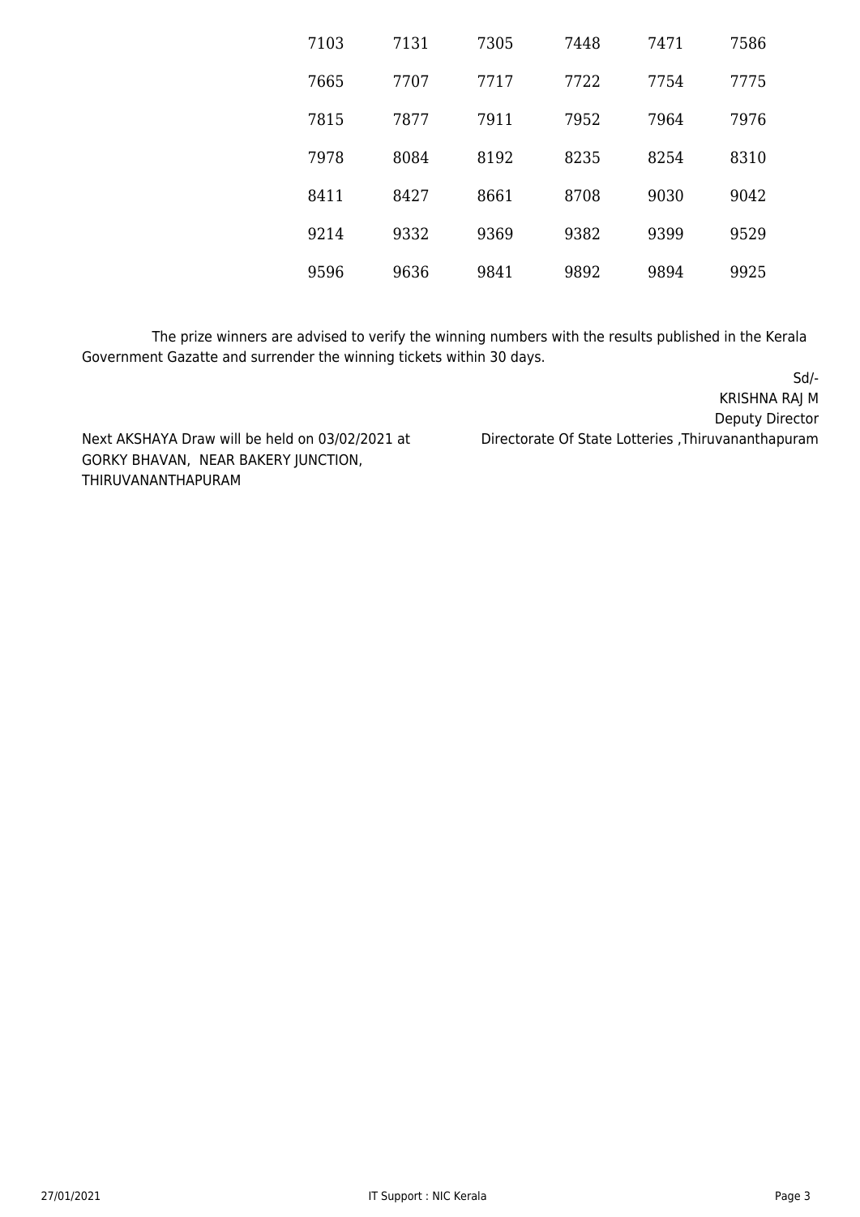| | | | | | |
|---|---|---|---|---|---|
| 7103 | 7131 | 7305 | 7448 | 7471 | 7586 |
| 7665 | 7707 | 7717 | 7722 | 7754 | 7775 |
| 7815 | 7877 | 7911 | 7952 | 7964 | 7976 |
| 7978 | 8084 | 8192 | 8235 | 8254 | 8310 |
| 8411 | 8427 | 8661 | 8708 | 9030 | 9042 |
| 9214 | 9332 | 9369 | 9382 | 9399 | 9529 |
| 9596 | 9636 | 9841 | 9892 | 9894 | 9925 |

The prize winners are advised to verify the winning numbers with the results published in the Kerala Government Gazatte and surrender the winning tickets within 30 days.

Sd/-
KRISHNA RAJ M
Deputy Director
Directorate Of State Lotteries ,Thiruvananthapuram

Next AKSHAYA Draw will be held on 03/02/2021 at GORKY BHAVAN, NEAR BAKERY JUNCTION, THIRUVANANTHAPURAM